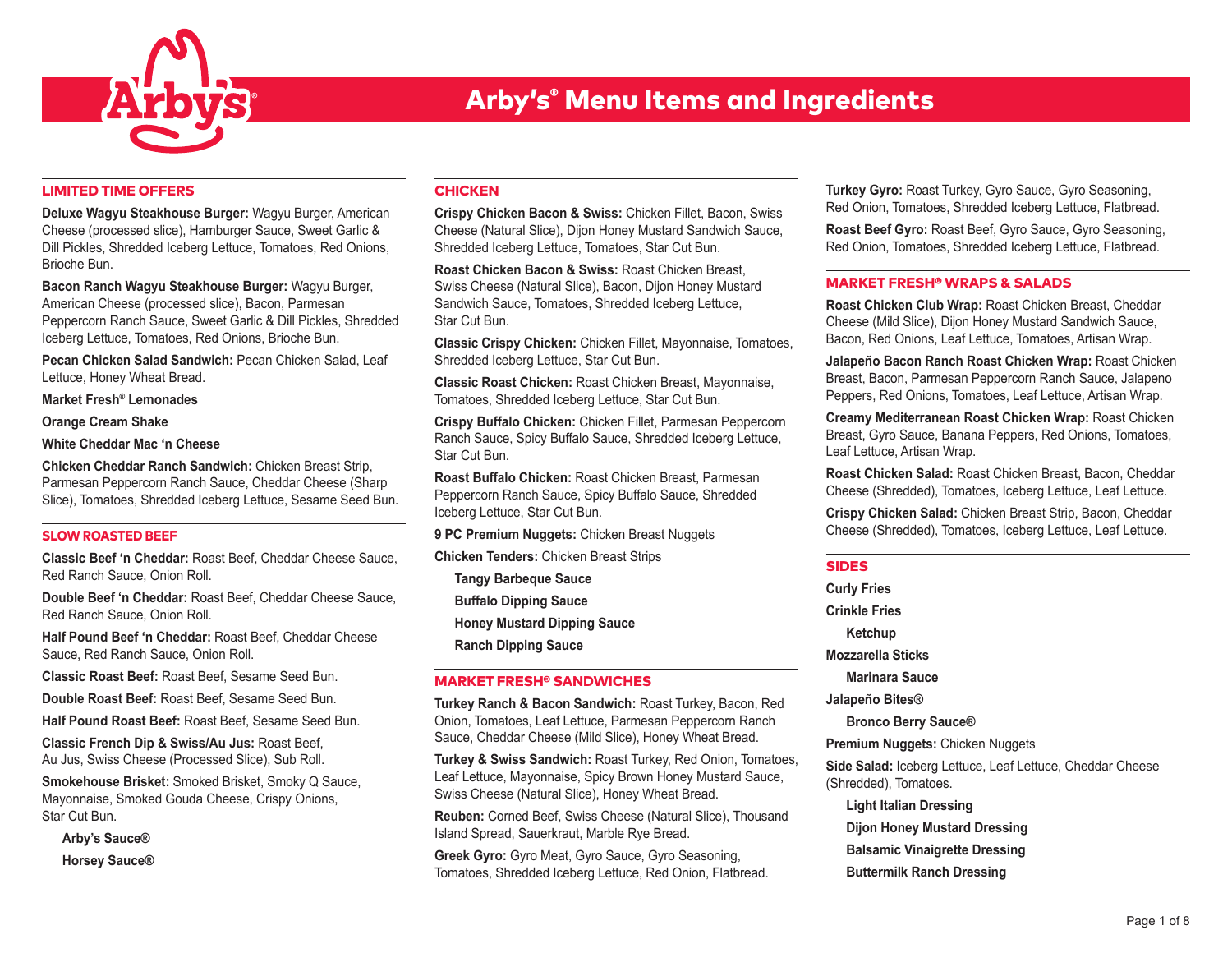# Arby's® Menu Items and Ingredients

## LIMITED TIME OFFERS

**Deluxe Wagyu Steakhouse Burger:** Wagyu Burger, American Cheese (processed slice), Hamburger Sauce, Sweet Garlic & Dill Pickles, Shredded Iceberg Lettuce, Tomatoes, Red Onions, Brioche Bun.

**Bacon Ranch Wagyu Steakhouse Burger:** Wagyu Burger, American Cheese (processed slice), Bacon, Parmesan Peppercorn Ranch Sauce, Sweet Garlic & Dill Pickles, Shredded Iceberg Lettuce, Tomatoes, Red Onions, Brioche Bun.

**Pecan Chicken Salad Sandwich:** Pecan Chicken Salad, Leaf Lettuce, Honey Wheat Bread.

**Market Fresh® Lemonades**

**Orange Cream Shake**

**White Cheddar Mac 'n Cheese**

**Chicken Cheddar Ranch Sandwich:** Chicken Breast Strip, Parmesan Peppercorn Ranch Sauce, Cheddar Cheese (Sharp Slice), Tomatoes, Shredded Iceberg Lettuce, Sesame Seed Bun.

## SLOW ROASTED BEEF

**Classic Beef 'n Cheddar:** Roast Beef, Cheddar Cheese Sauce, Red Ranch Sauce, Onion Roll.

**Double Beef 'n Cheddar:** Roast Beef, Cheddar Cheese Sauce, Red Ranch Sauce, Onion Roll.

**Half Pound Beef 'n Cheddar:** Roast Beef, Cheddar Cheese Sauce, Red Ranch Sauce, Onion Roll.

**Classic Roast Beef:** Roast Beef, Sesame Seed Bun.

**Double Roast Beef:** Roast Beef, Sesame Seed Bun.

**Half Pound Roast Beef:** Roast Beef, Sesame Seed Bun.

**Classic French Dip & Swiss/Au Jus:** Roast Beef, Au Jus, Swiss Cheese (Processed Slice), Sub Roll.

**Smokehouse Brisket:** Smoked Brisket, Smoky Q Sauce, Mayonnaise, Smoked Gouda Cheese, Crispy Onions, Star Cut Bun.

- **Arby's Sauce®**
- **Horsey Sauce®**

## CHICKEN

**Crispy Chicken Bacon & Swiss:** Chicken Fillet, Bacon, Swiss Cheese (Natural Slice), Dijon Honey Mustard Sandwich Sauce, Shredded Iceberg Lettuce, Tomatoes, Star Cut Bun.

**Roast Chicken Bacon & Swiss:** Roast Chicken Breast, Swiss Cheese (Natural Slice), Bacon, Dijon Honey Mustard Sandwich Sauce, Tomatoes, Shredded Iceberg Lettuce, Star Cut Bun.

**Classic Crispy Chicken:** Chicken Fillet, Mayonnaise, Tomatoes, Shredded Iceberg Lettuce, Star Cut Bun.

**Classic Roast Chicken:** Roast Chicken Breast, Mayonnaise, Tomatoes, Shredded Iceberg Lettuce, Star Cut Bun.

**Crispy Buffalo Chicken:** Chicken Fillet, Parmesan Peppercorn Ranch Sauce, Spicy Buffalo Sauce, Shredded Iceberg Lettuce, Star Cut Bun.

**Roast Buffalo Chicken:** Roast Chicken Breast, Parmesan Peppercorn Ranch Sauce, Spicy Buffalo Sauce, Shredded Iceberg Lettuce, Star Cut Bun.

**9 PC Premium Nuggets:** Chicken Breast Nuggets

**Chicken Tenders:** Chicken Breast Strips

- **Tangy Barbeque Sauce**
- **Buffalo Dipping Sauce**
- **Honey Mustard Dipping Sauce**
- **Ranch Dipping Sauce**

## MARKET FRESH® SANDWICHES

**Turkey Ranch & Bacon Sandwich:** Roast Turkey, Bacon, Red Onion, Tomatoes, Leaf Lettuce, Parmesan Peppercorn Ranch Sauce, Cheddar Cheese (Mild Slice), Honey Wheat Bread.

**Turkey & Swiss Sandwich:** Roast Turkey, Red Onion, Tomatoes, Leaf Lettuce, Mayonnaise, Spicy Brown Honey Mustard Sauce, Swiss Cheese (Natural Slice), Honey Wheat Bread.

**Reuben:** Corned Beef, Swiss Cheese (Natural Slice), Thousand Island Spread, Sauerkraut, Marble Rye Bread.

**Greek Gyro:** Gyro Meat, Gyro Sauce, Gyro Seasoning, Tomatoes, Shredded Iceberg Lettuce, Red Onion, Flatbread.

**Turkey Gyro:** Roast Turkey, Gyro Sauce, Gyro Seasoning, Red Onion, Tomatoes, Shredded Iceberg Lettuce, Flatbread.

**Roast Beef Gyro:** Roast Beef, Gyro Sauce, Gyro Seasoning, Red Onion, Tomatoes, Shredded Iceberg Lettuce, Flatbread.

## MARKET FRESH® WRAPS & SALADS

**Roast Chicken Club Wrap:** Roast Chicken Breast, Cheddar Cheese (Mild Slice), Dijon Honey Mustard Sandwich Sauce, Bacon, Red Onions, Leaf Lettuce, Tomatoes, Artisan Wrap.

**Jalapeño Bacon Ranch Roast Chicken Wrap:** Roast Chicken Breast, Bacon, Parmesan Peppercorn Ranch Sauce, Jalapeno Peppers, Red Onions, Tomatoes, Leaf Lettuce, Artisan Wrap.

**Creamy Mediterranean Roast Chicken Wrap:** Roast Chicken Breast, Gyro Sauce, Banana Peppers, Red Onions, Tomatoes, Leaf Lettuce, Artisan Wrap.

**Roast Chicken Salad:** Roast Chicken Breast, Bacon, Cheddar Cheese (Shredded), Tomatoes, Iceberg Lettuce, Leaf Lettuce.

**Crispy Chicken Salad:** Chicken Breast Strip, Bacon, Cheddar Cheese (Shredded), Tomatoes, Iceberg Lettuce, Leaf Lettuce.

## SIDES

**Curly Fries**

**Crinkle Fries**

- **Ketchup**

**Mozzarella Sticks**

- **Marinara Sauce**

**Jalapeño Bites®**

- **Bronco Berry Sauce®**

**Premium Nuggets:** Chicken Nuggets

**Side Salad:** Iceberg Lettuce, Leaf Lettuce, Cheddar Cheese (Shredded), Tomatoes.

- **Light Italian Dressing**
- **Dijon Honey Mustard Dressing**
- **Balsamic Vinaigrette Dressing**
- **Buttermilk Ranch Dressing**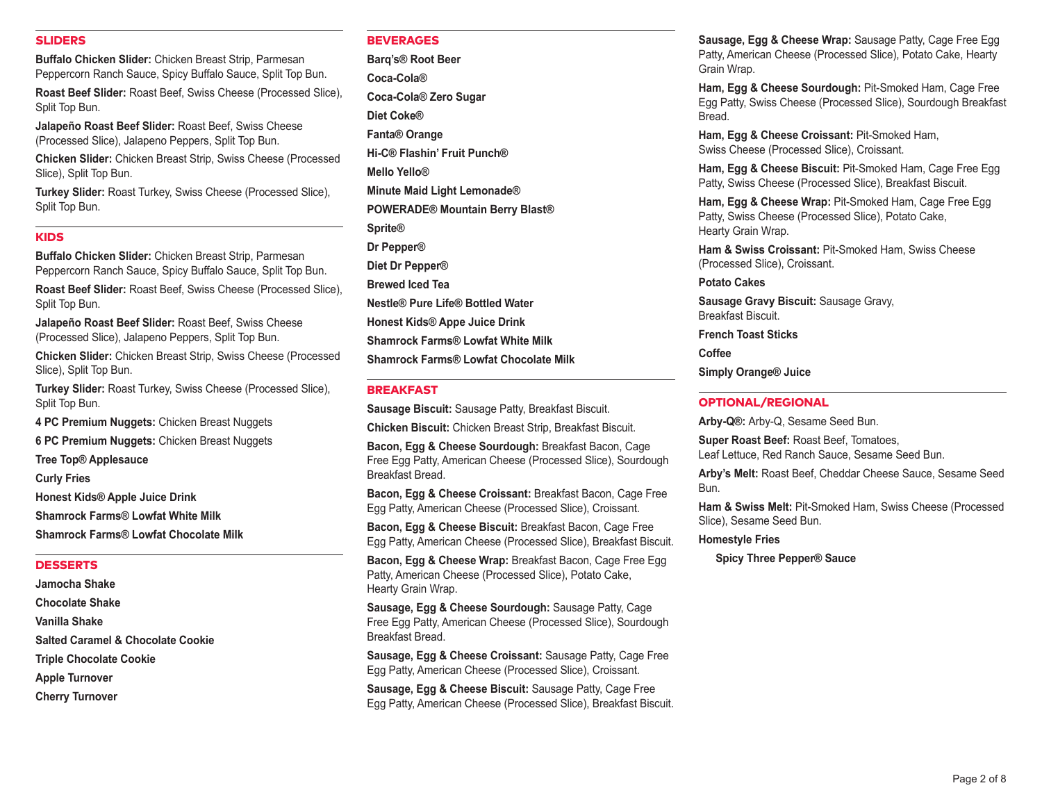## SLIDERS

**Buffalo Chicken Slider:** Chicken Breast Strip, Parmesan Peppercorn Ranch Sauce, Spicy Buffalo Sauce, Split Top Bun.

**Roast Beef Slider:** Roast Beef, Swiss Cheese (Processed Slice), Split Top Bun.

**Jalapeño Roast Beef Slider:** Roast Beef, Swiss Cheese (Processed Slice), Jalapeno Peppers, Split Top Bun.

**Chicken Slider:** Chicken Breast Strip, Swiss Cheese (Processed Slice), Split Top Bun.

**Turkey Slider:** Roast Turkey, Swiss Cheese (Processed Slice), Split Top Bun.

## KIDS

**Buffalo Chicken Slider:** Chicken Breast Strip, Parmesan Peppercorn Ranch Sauce, Spicy Buffalo Sauce, Split Top Bun.

**Roast Beef Slider:** Roast Beef, Swiss Cheese (Processed Slice), Split Top Bun.

**Jalapeño Roast Beef Slider:** Roast Beef, Swiss Cheese (Processed Slice), Jalapeno Peppers, Split Top Bun.

**Chicken Slider:** Chicken Breast Strip, Swiss Cheese (Processed Slice), Split Top Bun.

**Turkey Slider:** Roast Turkey, Swiss Cheese (Processed Slice), Split Top Bun.

**4 PC Premium Nuggets:** Chicken Breast Nuggets

**6 PC Premium Nuggets:** Chicken Breast Nuggets

**Tree Top® Applesauce**

**Curly Fries**

**Honest Kids® Apple Juice Drink**

**Shamrock Farms® Lowfat White Milk**

**Shamrock Farms® Lowfat Chocolate Milk**

## DESSERTS

**Jamocha Shake**

**Chocolate Shake**

**Vanilla Shake**

**Salted Caramel & Chocolate Cookie**

**Triple Chocolate Cookie**

**Apple Turnover**

**Cherry Turnover**

## BEVERAGES

**Barq's® Root Beer**

**Coca-Cola®**

**Coca-Cola® Zero Sugar**

**Diet Coke®**

**Fanta® Orange**

**Hi-C® Flashin' Fruit Punch®**

**Mello Yello®**

**Minute Maid Light Lemonade®**

**POWERADE® Mountain Berry Blast®**

**Sprite®**

**Dr Pepper®**

**Diet Dr Pepper®**

**Brewed Iced Tea**

**Nestle® Pure Life® Bottled Water**

**Honest Kids® Appe Juice Drink**

**Shamrock Farms® Lowfat White Milk**

**Shamrock Farms® Lowfat Chocolate Milk**

## BREAKFAST

**Sausage Biscuit:** Sausage Patty, Breakfast Biscuit.

**Chicken Biscuit:** Chicken Breast Strip, Breakfast Biscuit.

**Bacon, Egg & Cheese Sourdough:** Breakfast Bacon, Cage Free Egg Patty, American Cheese (Processed Slice), Sourdough Breakfast Bread.

**Bacon, Egg & Cheese Croissant:** Breakfast Bacon, Cage Free Egg Patty, American Cheese (Processed Slice), Croissant.

**Bacon, Egg & Cheese Biscuit:** Breakfast Bacon, Cage Free Egg Patty, American Cheese (Processed Slice), Breakfast Biscuit.

**Bacon, Egg & Cheese Wrap:** Breakfast Bacon, Cage Free Egg Patty, American Cheese (Processed Slice), Potato Cake, Hearty Grain Wrap.

**Sausage, Egg & Cheese Sourdough:** Sausage Patty, Cage Free Egg Patty, American Cheese (Processed Slice), Sourdough Breakfast Bread.

**Sausage, Egg & Cheese Croissant:** Sausage Patty, Cage Free Egg Patty, American Cheese (Processed Slice), Croissant.

**Sausage, Egg & Cheese Biscuit:** Sausage Patty, Cage Free Egg Patty, American Cheese (Processed Slice), Breakfast Biscuit.

**Sausage, Egg & Cheese Wrap:** Sausage Patty, Cage Free Egg Patty, American Cheese (Processed Slice), Potato Cake, Hearty Grain Wrap.

**Ham, Egg & Cheese Sourdough:** Pit-Smoked Ham, Cage Free Egg Patty, Swiss Cheese (Processed Slice), Sourdough Breakfast Bread.

**Ham, Egg & Cheese Croissant:** Pit-Smoked Ham, Swiss Cheese (Processed Slice), Croissant.

**Ham, Egg & Cheese Biscuit:** Pit-Smoked Ham, Cage Free Egg Patty, Swiss Cheese (Processed Slice), Breakfast Biscuit.

**Ham, Egg & Cheese Wrap:** Pit-Smoked Ham, Cage Free Egg Patty, Swiss Cheese (Processed Slice), Potato Cake, Hearty Grain Wrap.

**Ham & Swiss Croissant:** Pit-Smoked Ham, Swiss Cheese (Processed Slice), Croissant.

**Potato Cakes**

**Sausage Gravy Biscuit:** Sausage Gravy, Breakfast Biscuit.

**French Toast Sticks**

**Coffee**

**Simply Orange® Juice**

## OPTIONAL/REGIONAL

**Arby-Q®:** Arby-Q, Sesame Seed Bun.

**Super Roast Beef:** Roast Beef, Tomatoes, Leaf Lettuce, Red Ranch Sauce, Sesame Seed Bun.

**Arby's Melt:** Roast Beef, Cheddar Cheese Sauce, Sesame Seed Bun.

**Ham & Swiss Melt:** Pit-Smoked Ham, Swiss Cheese (Processed Slice), Sesame Seed Bun.

**Homestyle Fries**

**Spicy Three Pepper® Sauce**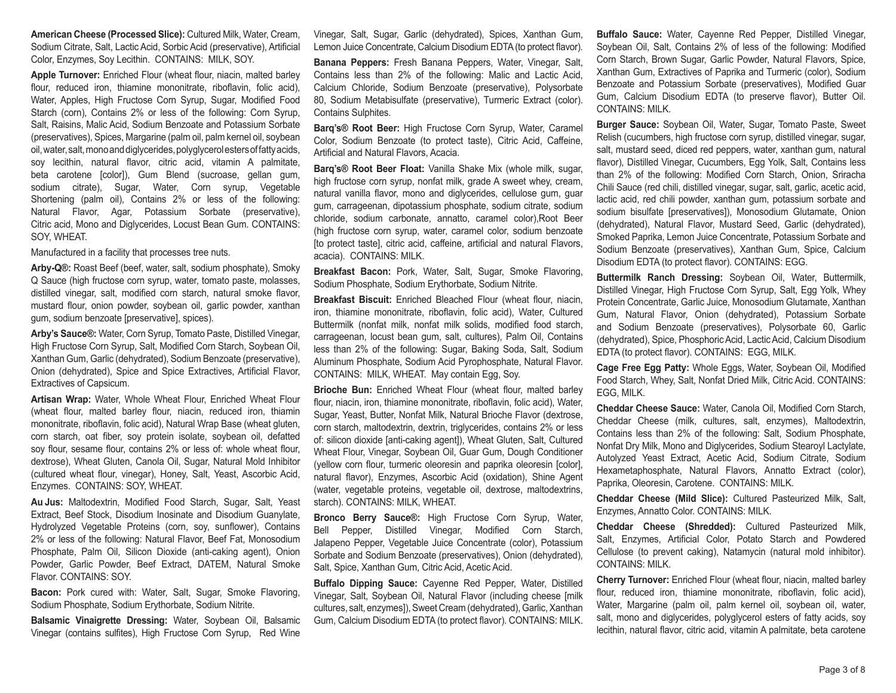**American Cheese (Processed Slice):** Cultured Milk, Water, Cream, Sodium Citrate, Salt, Lactic Acid, Sorbic Acid (preservative), Artificial Color, Enzymes, Soy Lecithin. CONTAINS: MILK, SOY.

**Apple Turnover:** Enriched Flour (wheat flour, niacin, malted barley flour, reduced iron, thiamine mononitrate, riboflavin, folic acid), Water, Apples, High Fructose Corn Syrup, Sugar, Modified Food Starch (corn), Contains 2% or less of the following: Corn Syrup, Salt, Raisins, Malic Acid, Sodium Benzoate and Potassium Sorbate (preservatives), Spices, Margarine (palm oil, palm kernel oil, soybean oil, water, salt, mono and diglycerides, polyglycerol esters of fatty acids, soy lecithin, natural flavor, citric acid, vitamin A palmitate, beta carotene [color]), Gum Blend (sucroase, gellan gum, sodium citrate), Sugar, Water, Corn syrup, Vegetable Shortening (palm oil), Contains 2% or less of the following: Natural Flavor, Agar, Potassium Sorbate (preservative), Citric acid, Mono and Diglycerides, Locust Bean Gum. CONTAINS: SOY, WHEAT.

Manufactured in a facility that processes tree nuts.

**Arby-Q®:** Roast Beef (beef, water, salt, sodium phosphate), Smoky Q Sauce (high fructose corn syrup, water, tomato paste, molasses, distilled vinegar, salt, modified corn starch, natural smoke flavor, mustard flour, onion powder, soybean oil, garlic powder, xanthan gum, sodium benzoate [preservative], spices).

**Arby's Sauce®:** Water, Corn Syrup, Tomato Paste, Distilled Vinegar, High Fructose Corn Syrup, Salt, Modified Corn Starch, Soybean Oil, Xanthan Gum, Garlic (dehydrated), Sodium Benzoate (preservative), Onion (dehydrated), Spice and Spice Extractives, Artificial Flavor, Extractives of Capsicum.

**Artisan Wrap:** Water, Whole Wheat Flour, Enriched Wheat Flour (wheat flour, malted barley flour, niacin, reduced iron, thiamin mononitrate, riboflavin, folic acid), Natural Wrap Base (wheat gluten, corn starch, oat fiber, soy protein isolate, soybean oil, defatted soy flour, sesame flour, contains 2% or less of: whole wheat flour, dextrose), Wheat Gluten, Canola Oil, Sugar, Natural Mold Inhibitor (cultured wheat flour, vinegar), Honey, Salt, Yeast, Ascorbic Acid, Enzymes. CONTAINS: SOY, WHEAT.

**Au Jus:** Maltodextrin, Modified Food Starch, Sugar, Salt, Yeast Extract, Beef Stock, Disodium Inosinate and Disodium Guanylate, Hydrolyzed Vegetable Proteins (corn, soy, sunflower), Contains 2% or less of the following: Natural Flavor, Beef Fat, Monosodium Phosphate, Palm Oil, Silicon Dioxide (anti-caking agent), Onion Powder, Garlic Powder, Beef Extract, DATEM, Natural Smoke Flavor. CONTAINS: SOY.

**Bacon:** Pork cured with: Water, Salt, Sugar, Smoke Flavoring, Sodium Phosphate, Sodium Erythorbate, Sodium Nitrite.

**Balsamic Vinaigrette Dressing:** Water, Soybean Oil, Balsamic Vinegar (contains sulfites), High Fructose Corn Syrup, Red Wine Vinegar, Salt, Sugar, Garlic (dehydrated), Spices, Xanthan Gum, Lemon Juice Concentrate, Calcium Disodium EDTA (to protect flavor).

**Banana Peppers:** Fresh Banana Peppers, Water, Vinegar, Salt, Contains less than 2% of the following: Malic and Lactic Acid, Calcium Chloride, Sodium Benzoate (preservative), Polysorbate 80, Sodium Metabisulfate (preservative), Turmeric Extract (color). Contains Sulphites.

**Barq's® Root Beer:** High Fructose Corn Syrup, Water, Caramel Color, Sodium Benzoate (to protect taste), Citric Acid, Caffeine, Artificial and Natural Flavors, Acacia.

**Barq's® Root Beer Float:** Vanilla Shake Mix (whole milk, sugar, high fructose corn syrup, nonfat milk, grade A sweet whey, cream, natural vanilla flavor, mono and diglycerides, cellulose gum, guar gum, carrageenan, dipotassium phosphate, sodium citrate, sodium chloride, sodium carbonate, annatto, caramel color),Root Beer (high fructose corn syrup, water, caramel color, sodium benzoate [to protect taste], citric acid, caffeine, artificial and natural Flavors, acacia). CONTAINS: MILK.

**Breakfast Bacon:** Pork, Water, Salt, Sugar, Smoke Flavoring, Sodium Phosphate, Sodium Erythorbate, Sodium Nitrite.

**Breakfast Biscuit:** Enriched Bleached Flour (wheat flour, niacin, iron, thiamine mononitrate, riboflavin, folic acid), Water, Cultured Buttermilk (nonfat milk, nonfat milk solids, modified food starch, carrageenan, locust bean gum, salt, cultures), Palm Oil, Contains less than 2% of the following: Sugar, Baking Soda, Salt, Sodium Aluminum Phosphate, Sodium Acid Pyrophosphate, Natural Flavor. CONTAINS: MILK, WHEAT. May contain Egg, Soy.

**Brioche Bun:** Enriched Wheat Flour (wheat flour, malted barley flour, niacin, iron, thiamine mononitrate, riboflavin, folic acid), Water, Sugar, Yeast, Butter, Nonfat Milk, Natural Brioche Flavor (dextrose, corn starch, maltodextrin, dextrin, triglycerides, contains 2% or less of: silicon dioxide [anti-caking agent]), Wheat Gluten, Salt, Cultured Wheat Flour, Vinegar, Soybean Oil, Guar Gum, Dough Conditioner (yellow corn flour, turmeric oleoresin and paprika oleoresin [color], natural flavor), Enzymes, Ascorbic Acid (oxidation), Shine Agent (water, vegetable proteins, vegetable oil, dextrose, maltodextrins, starch). CONTAINS: MILK, WHEAT.

**Bronco Berry Sauce®:** High Fructose Corn Syrup, Water, Bell Pepper, Distilled Vinegar, Modified Corn Starch, Jalapeno Pepper, Vegetable Juice Concentrate (color), Potassium Sorbate and Sodium Benzoate (preservatives), Onion (dehydrated), Salt, Spice, Xanthan Gum, Citric Acid, Acetic Acid.

**Buffalo Dipping Sauce:** Cayenne Red Pepper, Water, Distilled Vinegar, Salt, Soybean Oil, Natural Flavor (including cheese [milk cultures, salt, enzymes]), Sweet Cream (dehydrated), Garlic, Xanthan Gum, Calcium Disodium EDTA (to protect flavor). CONTAINS: MILK.

**Buffalo Sauce:** Water, Cayenne Red Pepper, Distilled Vinegar, Soybean Oil, Salt, Contains 2% of less of the following: Modified Corn Starch, Brown Sugar, Garlic Powder, Natural Flavors, Spice, Xanthan Gum, Extractives of Paprika and Turmeric (color), Sodium Benzoate and Potassium Sorbate (preservatives), Modified Guar Gum, Calcium Disodium EDTA (to preserve flavor), Butter Oil. CONTAINS: MILK.

**Burger Sauce:** Soybean Oil, Water, Sugar, Tomato Paste, Sweet Relish (cucumbers, high fructose corn syrup, distilled vinegar, sugar, salt, mustard seed, diced red peppers, water, xanthan gum, natural flavor), Distilled Vinegar, Cucumbers, Egg Yolk, Salt, Contains less than 2% of the following: Modified Corn Starch, Onion, Sriracha Chili Sauce (red chili, distilled vinegar, sugar, salt, garlic, acetic acid, lactic acid, red chili powder, xanthan gum, potassium sorbate and sodium bisulfate [preservatives]), Monosodium Glutamate, Onion (dehydrated), Natural Flavor, Mustard Seed, Garlic (dehydrated), Smoked Paprika, Lemon Juice Concentrate, Potassium Sorbate and Sodium Benzoate (preservatives), Xanthan Gum, Spice, Calcium Disodium EDTA (to protect flavor). CONTAINS: EGG.

**Buttermilk Ranch Dressing:** Soybean Oil, Water, Buttermilk, Distilled Vinegar, High Fructose Corn Syrup, Salt, Egg Yolk, Whey Protein Concentrate, Garlic Juice, Monosodium Glutamate, Xanthan Gum, Natural Flavor, Onion (dehydrated), Potassium Sorbate and Sodium Benzoate (preservatives), Polysorbate 60, Garlic (dehydrated), Spice, Phosphoric Acid, Lactic Acid, Calcium Disodium EDTA (to protect flavor). CONTAINS: EGG, MILK.

**Cage Free Egg Patty:** Whole Eggs, Water, Soybean Oil, Modified Food Starch, Whey, Salt, Nonfat Dried Milk, Citric Acid. CONTAINS: EGG, MILK.

**Cheddar Cheese Sauce:** Water, Canola Oil, Modified Corn Starch, Cheddar Cheese (milk, cultures, salt, enzymes), Maltodextrin, Contains less than 2% of the following: Salt, Sodium Phosphate, Nonfat Dry Milk, Mono and Diglycerides, Sodium Stearoyl Lactylate, Autolyzed Yeast Extract, Acetic Acid, Sodium Citrate, Sodium Hexametaphosphate, Natural Flavors, Annatto Extract (color), Paprika, Oleoresin, Carotene. CONTAINS: MILK.

**Cheddar Cheese (Mild Slice):** Cultured Pasteurized Milk, Salt, Enzymes, Annatto Color. CONTAINS: MILK.

**Cheddar Cheese (Shredded):** Cultured Pasteurized Milk, Salt, Enzymes, Artificial Color, Potato Starch and Powdered Cellulose (to prevent caking), Natamycin (natural mold inhibitor). CONTAINS: MILK.

**Cherry Turnover:** Enriched Flour (wheat flour, niacin, malted barley flour, reduced iron, thiamine mononitrate, riboflavin, folic acid), Water, Margarine (palm oil, palm kernel oil, soybean oil, water, salt, mono and diglycerides, polyglycerol esters of fatty acids, soy lecithin, natural flavor, citric acid, vitamin A palmitate, beta carotene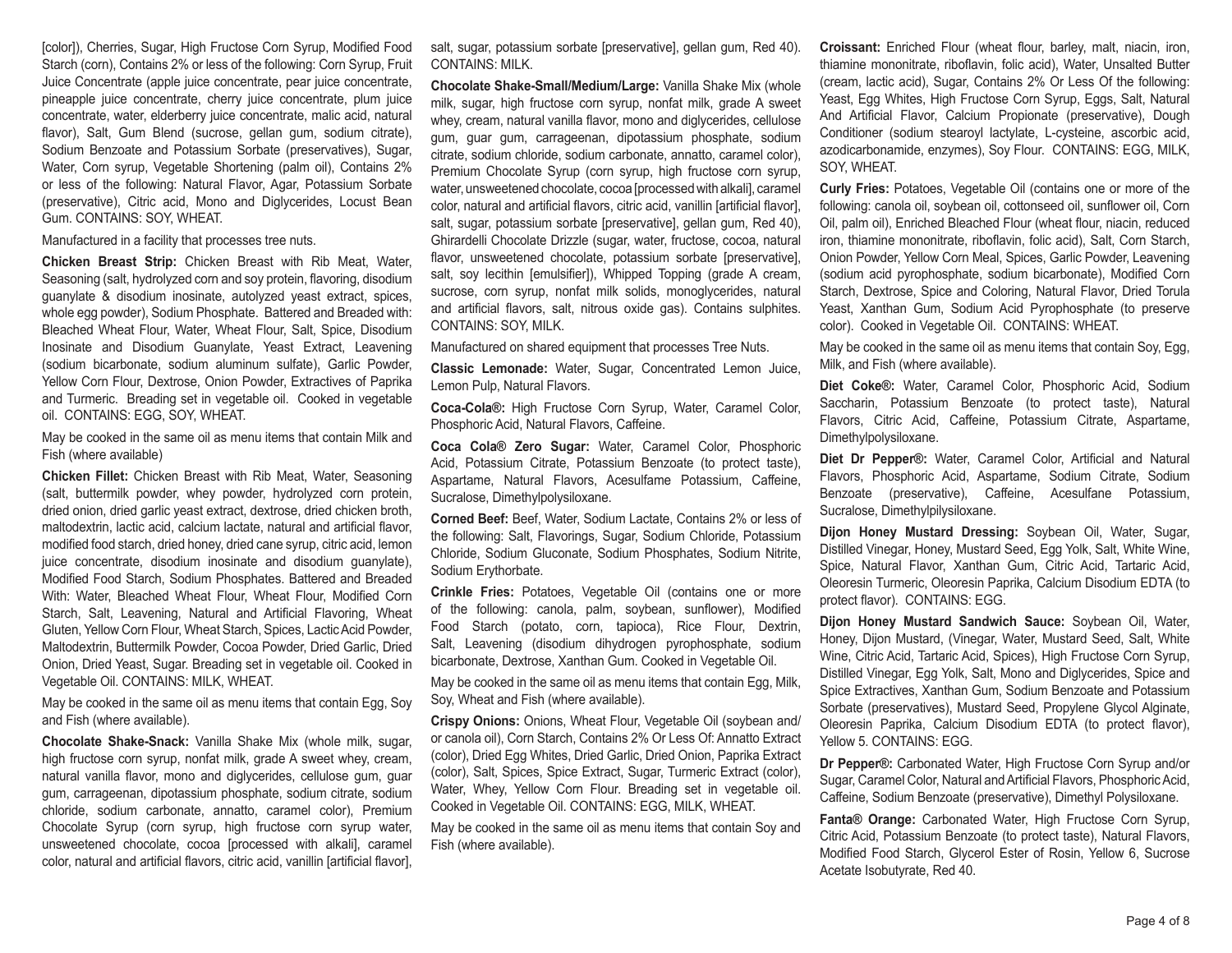[color]), Cherries, Sugar, High Fructose Corn Syrup, Modified Food Starch (corn), Contains 2% or less of the following: Corn Syrup, Fruit Juice Concentrate (apple juice concentrate, pear juice concentrate, pineapple juice concentrate, cherry juice concentrate, plum juice concentrate, water, elderberry juice concentrate, malic acid, natural flavor), Salt, Gum Blend (sucrose, gellan gum, sodium citrate), Sodium Benzoate and Potassium Sorbate (preservatives), Sugar, Water, Corn syrup, Vegetable Shortening (palm oil), Contains 2% or less of the following: Natural Flavor, Agar, Potassium Sorbate (preservative), Citric acid, Mono and Diglycerides, Locust Bean Gum. CONTAINS: SOY, WHEAT.

Manufactured in a facility that processes tree nuts.

**Chicken Breast Strip:** Chicken Breast with Rib Meat, Water, Seasoning (salt, hydrolyzed corn and soy protein, flavoring, disodium guanylate & disodium inosinate, autolyzed yeast extract, spices, whole egg powder), Sodium Phosphate. Battered and Breaded with: Bleached Wheat Flour, Water, Wheat Flour, Salt, Spice, Disodium Inosinate and Disodium Guanylate, Yeast Extract, Leavening (sodium bicarbonate, sodium aluminum sulfate), Garlic Powder, Yellow Corn Flour, Dextrose, Onion Powder, Extractives of Paprika and Turmeric. Breading set in vegetable oil. Cooked in vegetable oil. CONTAINS: EGG, SOY, WHEAT.

May be cooked in the same oil as menu items that contain Milk and Fish (where available)

**Chicken Fillet:** Chicken Breast with Rib Meat, Water, Seasoning (salt, buttermilk powder, whey powder, hydrolyzed corn protein, dried onion, dried garlic yeast extract, dextrose, dried chicken broth, maltodextrin, lactic acid, calcium lactate, natural and artificial flavor, modified food starch, dried honey, dried cane syrup, citric acid, lemon juice concentrate, disodium inosinate and disodium guanylate), Modified Food Starch, Sodium Phosphates. Battered and Breaded With: Water, Bleached Wheat Flour, Wheat Flour, Modified Corn Starch, Salt, Leavening, Natural and Artificial Flavoring, Wheat Gluten, Yellow Corn Flour, Wheat Starch, Spices, Lactic Acid Powder, Maltodextrin, Buttermilk Powder, Cocoa Powder, Dried Garlic, Dried Onion, Dried Yeast, Sugar. Breading set in vegetable oil. Cooked in Vegetable Oil. CONTAINS: MILK, WHEAT.

May be cooked in the same oil as menu items that contain Egg, Soy and Fish (where available).

**Chocolate Shake-Snack:** Vanilla Shake Mix (whole milk, sugar, high fructose corn syrup, nonfat milk, grade A sweet whey, cream, natural vanilla flavor, mono and diglycerides, cellulose gum, guar gum, carrageenan, dipotassium phosphate, sodium citrate, sodium chloride, sodium carbonate, annatto, caramel color), Premium Chocolate Syrup (corn syrup, high fructose corn syrup water, unsweetened chocolate, cocoa [processed with alkali], caramel color, natural and artificial flavors, citric acid, vanillin [artificial flavor], salt, sugar, potassium sorbate [preservative], gellan gum, Red 40). CONTAINS: MILK.

**Chocolate Shake-Small/Medium/Large:** Vanilla Shake Mix (whole milk, sugar, high fructose corn syrup, nonfat milk, grade A sweet whey, cream, natural vanilla flavor, mono and diglycerides, cellulose gum, guar gum, carrageenan, dipotassium phosphate, sodium citrate, sodium chloride, sodium carbonate, annatto, caramel color), Premium Chocolate Syrup (corn syrup, high fructose corn syrup, water, unsweetened chocolate, cocoa [processed with alkali], caramel color, natural and artificial flavors, citric acid, vanillin [artificial flavor], salt, sugar, potassium sorbate [preservative], gellan gum, Red 40), Ghirardelli Chocolate Drizzle (sugar, water, fructose, cocoa, natural flavor, unsweetened chocolate, potassium sorbate [preservative], salt, soy lecithin [emulsifier]), Whipped Topping (grade A cream, sucrose, corn syrup, nonfat milk solids, monoglycerides, natural and artificial flavors, salt, nitrous oxide gas). Contains sulphites. CONTAINS: SOY, MILK.

Manufactured on shared equipment that processes Tree Nuts.

**Classic Lemonade:** Water, Sugar, Concentrated Lemon Juice, Lemon Pulp, Natural Flavors.

**Coca-Cola®:** High Fructose Corn Syrup, Water, Caramel Color, Phosphoric Acid, Natural Flavors, Caffeine.

**Coca Cola® Zero Sugar:** Water, Caramel Color, Phosphoric Acid, Potassium Citrate, Potassium Benzoate (to protect taste), Aspartame, Natural Flavors, Acesulfame Potassium, Caffeine, Sucralose, Dimethylpolysiloxane.

**Corned Beef:** Beef, Water, Sodium Lactate, Contains 2% or less of the following: Salt, Flavorings, Sugar, Sodium Chloride, Potassium Chloride, Sodium Gluconate, Sodium Phosphates, Sodium Nitrite, Sodium Erythorbate.

**Crinkle Fries:** Potatoes, Vegetable Oil (contains one or more of the following: canola, palm, soybean, sunflower), Modified Food Starch (potato, corn, tapioca), Rice Flour, Dextrin, Salt, Leavening (disodium dihydrogen pyrophosphate, sodium bicarbonate, Dextrose, Xanthan Gum. Cooked in Vegetable Oil.

May be cooked in the same oil as menu items that contain Egg, Milk, Soy, Wheat and Fish (where available).

**Crispy Onions:** Onions, Wheat Flour, Vegetable Oil (soybean and/ or canola oil), Corn Starch, Contains 2% Or Less Of: Annatto Extract (color), Dried Egg Whites, Dried Garlic, Dried Onion, Paprika Extract (color), Salt, Spices, Spice Extract, Sugar, Turmeric Extract (color), Water, Whey, Yellow Corn Flour. Breading set in vegetable oil. Cooked in Vegetable Oil. CONTAINS: EGG, MILK, WHEAT.

May be cooked in the same oil as menu items that contain Soy and Fish (where available).

**Croissant:** Enriched Flour (wheat flour, barley, malt, niacin, iron, thiamine mononitrate, riboflavin, folic acid), Water, Unsalted Butter (cream, lactic acid), Sugar, Contains 2% Or Less Of the following: Yeast, Egg Whites, High Fructose Corn Syrup, Eggs, Salt, Natural And Artificial Flavor, Calcium Propionate (preservative), Dough Conditioner (sodium stearoyl lactylate, L-cysteine, ascorbic acid, azodicarbonamide, enzymes), Soy Flour. CONTAINS: EGG, MILK, SOY, WHEAT.

**Curly Fries:** Potatoes, Vegetable Oil (contains one or more of the following: canola oil, soybean oil, cottonseed oil, sunflower oil, Corn Oil, palm oil), Enriched Bleached Flour (wheat flour, niacin, reduced iron, thiamine mononitrate, riboflavin, folic acid), Salt, Corn Starch, Onion Powder, Yellow Corn Meal, Spices, Garlic Powder, Leavening (sodium acid pyrophosphate, sodium bicarbonate), Modified Corn Starch, Dextrose, Spice and Coloring, Natural Flavor, Dried Torula Yeast, Xanthan Gum, Sodium Acid Pyrophosphate (to preserve color). Cooked in Vegetable Oil. CONTAINS: WHEAT.

May be cooked in the same oil as menu items that contain Soy, Egg, Milk, and Fish (where available).

**Diet Coke®:** Water, Caramel Color, Phosphoric Acid, Sodium Saccharin, Potassium Benzoate (to protect taste), Natural Flavors, Citric Acid, Caffeine, Potassium Citrate, Aspartame, Dimethylpolysiloxane.

**Diet Dr Pepper®:** Water, Caramel Color, Artificial and Natural Flavors, Phosphoric Acid, Aspartame, Sodium Citrate, Sodium Benzoate (preservative), Caffeine, Acesulfane Potassium, Sucralose, Dimethylpilysiloxane.

**Dijon Honey Mustard Dressing:** Soybean Oil, Water, Sugar, Distilled Vinegar, Honey, Mustard Seed, Egg Yolk, Salt, White Wine, Spice, Natural Flavor, Xanthan Gum, Citric Acid, Tartaric Acid, Oleoresin Turmeric, Oleoresin Paprika, Calcium Disodium EDTA (to protect flavor). CONTAINS: EGG.

**Dijon Honey Mustard Sandwich Sauce:** Soybean Oil, Water, Honey, Dijon Mustard, (Vinegar, Water, Mustard Seed, Salt, White Wine, Citric Acid, Tartaric Acid, Spices), High Fructose Corn Syrup, Distilled Vinegar, Egg Yolk, Salt, Mono and Diglycerides, Spice and Spice Extractives, Xanthan Gum, Sodium Benzoate and Potassium Sorbate (preservatives), Mustard Seed, Propylene Glycol Alginate, Oleoresin Paprika, Calcium Disodium EDTA (to protect flavor), Yellow 5. CONTAINS: EGG.

**Dr Pepper®:** Carbonated Water, High Fructose Corn Syrup and/or Sugar, Caramel Color, Natural and Artificial Flavors, Phosphoric Acid, Caffeine, Sodium Benzoate (preservative), Dimethyl Polysiloxane.

**Fanta® Orange:** Carbonated Water, High Fructose Corn Syrup, Citric Acid, Potassium Benzoate (to protect taste), Natural Flavors, Modified Food Starch, Glycerol Ester of Rosin, Yellow 6, Sucrose Acetate Isobutyrate, Red 40.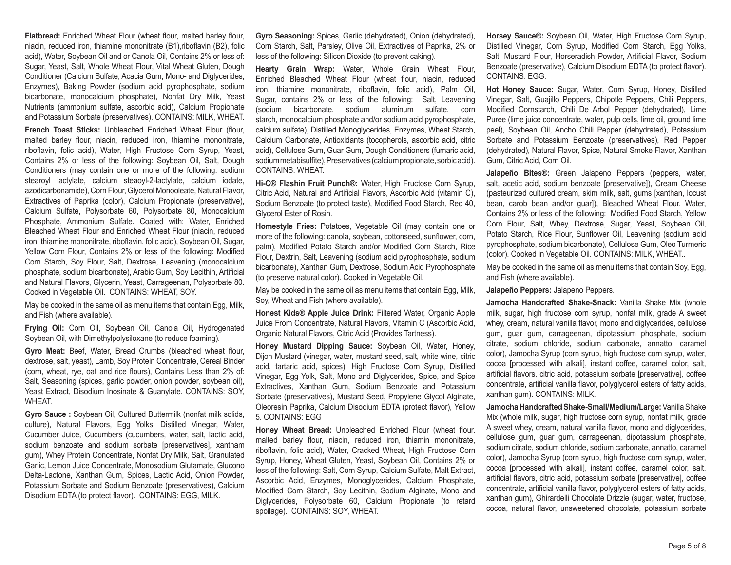**Flatbread:** Enriched Wheat Flour (wheat flour, malted barley flour, niacin, reduced iron, thiamine mononitrate (B1),riboflavin (B2), folic acid), Water, Soybean Oil and or Canola Oil, Contains 2% or less of: Sugar, Yeast, Salt, Whole Wheat Flour, Vital Wheat Gluten, Dough Conditioner (Calcium Sulfate, Acacia Gum, Mono- and Diglycerides, Enzymes), Baking Powder (sodium acid pyrophosphate, sodium bicarbonate, monocalcium phosphate), Nonfat Dry Milk, Yeast Nutrients (ammonium sulfate, ascorbic acid), Calcium Propionate and Potassium Sorbate (preservatives). CONTAINS: MILK, WHEAT.

**French Toast Sticks:** Unbleached Enriched Wheat Flour (flour, malted barley flour, niacin, reduced iron, thiamine mononitrate, riboflavin, folic acid), Water, High Fructose Corn Syrup, Yeast, Contains 2% or less of the following: Soybean Oil, Salt, Dough Conditioners (may contain one or more of the following: sodium stearoyl lactylate, calcium steaoyl-2-lactylate, calcium iodate, azodicarbonamide), Corn Flour, Glycerol Monooleate, Natural Flavor, Extractives of Paprika (color), Calcium Propionate (preservative), Calcium Sulfate, Polysorbate 60, Polysorbate 80, Monocalcium Phosphate, Ammonium Sulfate. Coated with: Water, Enriched Bleached Wheat Flour and Enriched Wheat Flour (niacin, reduced iron, thiamine mononitrate, riboflavin, folic acid), Soybean Oil, Sugar, Yellow Corn Flour, Contains 2% or less of the following: Modified Corn Starch, Soy Flour, Salt, Dextrose, Leavening (monocalcium phosphate, sodium bicarbonate), Arabic Gum, Soy Lecithin, Artificial and Natural Flavors, Glycerin, Yeast, Carrageenan, Polysorbate 80. Cooked in Vegetable Oil. CONTAINS: WHEAT, SOY.

May be cooked in the same oil as menu items that contain Egg, Milk, and Fish (where available).

**Frying Oil:** Corn Oil, Soybean Oil, Canola Oil, Hydrogenated Soybean Oil, with Dimethylpolysiloxane (to reduce foaming).

**Gyro Meat:** Beef, Water, Bread Crumbs (bleached wheat flour, dextrose, salt, yeast), Lamb, Soy Protein Concentrate, Cereal Binder (corn, wheat, rye, oat and rice flours), Contains Less than 2% of: Salt, Seasoning (spices, garlic powder, onion powder, soybean oil), Yeast Extract, Disodium Inosinate & Guanylate. CONTAINS: SOY, WHEAT.

**Gyro Sauce :** Soybean Oil, Cultured Buttermilk (nonfat milk solids, culture), Natural Flavors, Egg Yolks, Distilled Vinegar, Water, Cucumber Juice, Cucumbers (cucumbers, water, salt, lactic acid, sodium benzoate and sodium sorbate [preservatives], xantham gum), Whey Protein Concentrate, Nonfat Dry Milk, Salt, Granulated Garlic, Lemon Juice Concentrate, Monosodium Glutamate, Glucono Delta-Lactone, Xanthan Gum, Spices, Lactic Acid, Onion Powder, Potassium Sorbate and Sodium Benzoate (preservatives), Calcium Disodium EDTA (to protect flavor). CONTAINS: EGG, MILK.

**Gyro Seasoning:** Spices, Garlic (dehydrated), Onion (dehydrated), Corn Starch, Salt, Parsley, Olive Oil, Extractives of Paprika, 2% or less of the following: Silicon Dioxide (to prevent caking).

**Hearty Grain Wrap:** Water, Whole Grain Wheat Flour, Enriched Bleached Wheat Flour (wheat flour, niacin, reduced iron, thiamine mononitrate, riboflavin, folic acid), Palm Oil, Sugar, contains 2% or less of the following: Salt, Leavening (sodium bicarbonate, sodium aluminum sulfate, corn starch, monocalcium phosphate and/or sodium acid pyrophosphate, calcium sulfate), Distilled Monoglycerides, Enzymes, Wheat Starch, Calcium Carbonate, Antioxidants (tocopherols, ascorbic acid, citric acid), Cellulose Gum, Guar Gum, Dough Conditioners (fumaric acid, sodium metabisulfite), Preservatives (calcium propionate, sorbic acid). CONTAINS: WHEAT.

**Hi-C® Flashin Fruit Punch®:** Water, High Fructose Corn Syrup, Citric Acid, Natural and Artificial Flavors, Ascorbic Acid (vitamin C), Sodium Benzoate (to protect taste), Modified Food Starch, Red 40, Glycerol Ester of Rosin.

**Homestyle Fries:** Potatoes, Vegetable Oil (may contain one or more of the following: canola, soybean, cottonseed, sunflower, corn, palm), Modified Potato Starch and/or Modified Corn Starch, Rice Flour, Dextrin, Salt, Leavening (sodium acid pyrophosphate, sodium bicarbonate), Xanthan Gum, Dextrose, Sodium Acid Pyrophosphate (to preserve natural color). Cooked in Vegetable Oil.

May be cooked in the same oil as menu items that contain Egg, Milk, Soy, Wheat and Fish (where available).

**Honest Kids® Apple Juice Drink:** Filtered Water, Organic Apple Juice From Concentrate, Natural Flavors, Vitamin C (Ascorbic Acid, Organic Natural Flavors, Citric Acid (Provides Tartness).

**Honey Mustard Dipping Sauce:** Soybean Oil, Water, Honey, Dijon Mustard (vinegar, water, mustard seed, salt, white wine, citric acid, tartaric acid, spices), High Fructose Corn Syrup, Distilled Vinegar, Egg Yolk, Salt, Mono and Diglycerides, Spice, and Spice Extractives, Xanthan Gum, Sodium Benzoate and Potassium Sorbate (preservatives), Mustard Seed, Propylene Glycol Alginate, Oleoresin Paprika, Calcium Disodium EDTA (protect flavor), Yellow 5. CONTAINS: EGG

**Honey Wheat Bread:** Unbleached Enriched Flour (wheat flour, malted barley flour, niacin, reduced iron, thiamin mononitrate, riboflavin, folic acid), Water, Cracked Wheat, High Fructose Corn Syrup, Honey, Wheat Gluten, Yeast, Soybean Oil, Contains 2% or less of the following: Salt, Corn Syrup, Calcium Sulfate, Malt Extract, Ascorbic Acid, Enzymes, Monoglycerides, Calcium Phosphate, Modified Corn Starch, Soy Lecithin, Sodium Alginate, Mono and Diglycerides, Polysorbate 60, Calcium Propionate (to retard spoilage). CONTAINS: SOY, WHEAT.

**Horsey Sauce®:** Soybean Oil, Water, High Fructose Corn Syrup, Distilled Vinegar, Corn Syrup, Modified Corn Starch, Egg Yolks, Salt, Mustard Flour, Horseradish Powder, Artificial Flavor, Sodium Benzoate (preservative), Calcium Disodium EDTA (to protect flavor). CONTAINS: EGG.

**Hot Honey Sauce:** Sugar, Water, Corn Syrup, Honey, Distilled Vinegar, Salt, Guajillo Peppers, Chipotle Peppers, Chili Peppers, Modified Cornstarch, Chili De Arbol Pepper (dehydrated), Lime Puree (lime juice concentrate, water, pulp cells, lime oil, ground lime peel), Soybean Oil, Ancho Chili Pepper (dehydrated), Potassium Sorbate and Potassium Benzoate (preservatives), Red Pepper (dehydrated), Natural Flavor, Spice, Natural Smoke Flavor, Xanthan Gum, Citric Acid, Corn Oil.

**Jalapeño Bites®:** Green Jalapeno Peppers (peppers, water, salt, acetic acid, sodium benzoate [preservative]), Cream Cheese (pasteurized cultured cream, skim milk, salt, gums [xanthan, locust bean, carob bean and/or guar]), Bleached Wheat Flour, Water, Contains 2% or less of the following: Modified Food Starch, Yellow Corn Flour, Salt, Whey, Dextrose, Sugar, Yeast, Soybean Oil, Potato Starch, Rice Flour, Sunflower Oil, Leavening (sodium acid pyrophosphate, sodium bicarbonate), Cellulose Gum, Oleo Turmeric (color). Cooked in Vegetable Oil. CONTAINS: MILK, WHEAT..

May be cooked in the same oil as menu items that contain Soy, Egg, and Fish (where available).

**Jalapeño Peppers:** Jalapeno Peppers.

**Jamocha Handcrafted Shake-Snack:** Vanilla Shake Mix (whole milk, sugar, high fructose corn syrup, nonfat milk, grade A sweet whey, cream, natural vanilla flavor, mono and diglycerides, cellulose gum, guar gum, carrageenan, dipotassium phosphate, sodium citrate, sodium chloride, sodium carbonate, annatto, caramel color), Jamocha Syrup (corn syrup, high fructose corn syrup, water, cocoa [processed with alkali], instant coffee, caramel color, salt, artificial flavors, citric acid, potassium sorbate [preservative], coffee concentrate, artificial vanilla flavor, polyglycerol esters of fatty acids, xanthan gum). CONTAINS: MILK.

**Jamocha Handcrafted Shake-Small/Medium/Large:** Vanilla Shake Mix (whole milk, sugar, high fructose corn syrup, nonfat milk, grade A sweet whey, cream, natural vanilla flavor, mono and diglycerides, cellulose gum, guar gum, carrageenan, dipotassium phosphate, sodium citrate, sodium chloride, sodium carbonate, annatto, caramel color), Jamocha Syrup (corn syrup, high fructose corn syrup, water, cocoa [processed with alkali], instant coffee, caramel color, salt, artificial flavors, citric acid, potassium sorbate [preservative], coffee concentrate, artificial vanilla flavor, polyglycerol esters of fatty acids, xanthan gum), Ghirardelli Chocolate Drizzle (sugar, water, fructose, cocoa, natural flavor, unsweetened chocolate, potassium sorbate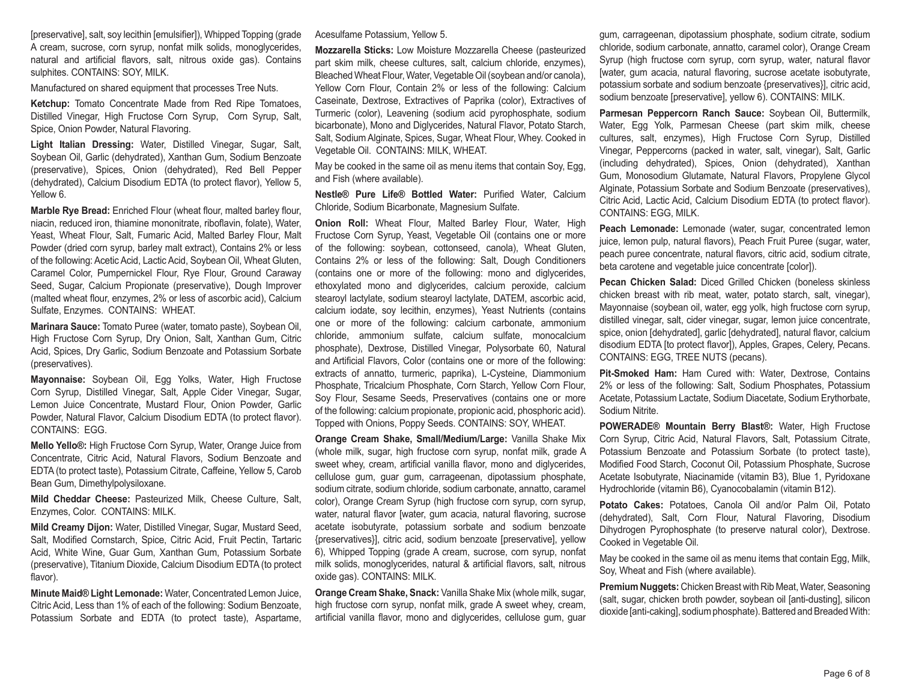[preservative], salt, soy lecithin [emulsifier]), Whipped Topping (grade A cream, sucrose, corn syrup, nonfat milk solids, monoglycerides, natural and artificial flavors, salt, nitrous oxide gas). Contains sulphites. CONTAINS: SOY, MILK.

Manufactured on shared equipment that processes Tree Nuts.

**Ketchup:** Tomato Concentrate Made from Red Ripe Tomatoes, Distilled Vinegar, High Fructose Corn Syrup, Corn Syrup, Salt, Spice, Onion Powder, Natural Flavoring.

**Light Italian Dressing:** Water, Distilled Vinegar, Sugar, Salt, Soybean Oil, Garlic (dehydrated), Xanthan Gum, Sodium Benzoate (preservative), Spices, Onion (dehydrated), Red Bell Pepper (dehydrated), Calcium Disodium EDTA (to protect flavor), Yellow 5, Yellow 6.

**Marble Rye Bread:** Enriched Flour (wheat flour, malted barley flour, niacin, reduced iron, thiamine mononitrate, riboflavin, folate), Water, Yeast, Wheat Flour, Salt, Fumaric Acid, Malted Barley Flour, Malt Powder (dried corn syrup, barley malt extract), Contains 2% or less of the following: Acetic Acid, Lactic Acid, Soybean Oil, Wheat Gluten, Caramel Color, Pumpernickel Flour, Rye Flour, Ground Caraway Seed, Sugar, Calcium Propionate (preservative), Dough Improver (malted wheat flour, enzymes, 2% or less of ascorbic acid), Calcium Sulfate, Enzymes. CONTAINS: WHEAT.

**Marinara Sauce:** Tomato Puree (water, tomato paste), Soybean Oil, High Fructose Corn Syrup, Dry Onion, Salt, Xanthan Gum, Citric Acid, Spices, Dry Garlic, Sodium Benzoate and Potassium Sorbate (preservatives).

**Mayonnaise:** Soybean Oil, Egg Yolks, Water, High Fructose Corn Syrup, Distilled Vinegar, Salt, Apple Cider Vinegar, Sugar, Lemon Juice Concentrate, Mustard Flour, Onion Powder, Garlic Powder, Natural Flavor, Calcium Disodium EDTA (to protect flavor). CONTAINS: EGG.

**Mello Yello®:** High Fructose Corn Syrup, Water, Orange Juice from Concentrate, Citric Acid, Natural Flavors, Sodium Benzoate and EDTA (to protect taste), Potassium Citrate, Caffeine, Yellow 5, Carob Bean Gum, Dimethylpolysiloxane.

**Mild Cheddar Cheese:** Pasteurized Milk, Cheese Culture, Salt, Enzymes, Color. CONTAINS: MILK.

**Mild Creamy Dijon:** Water, Distilled Vinegar, Sugar, Mustard Seed, Salt, Modified Cornstarch, Spice, Citric Acid, Fruit Pectin, Tartaric Acid, White Wine, Guar Gum, Xanthan Gum, Potassium Sorbate (preservative), Titanium Dioxide, Calcium Disodium EDTA (to protect flavor).

**Minute Maid® Light Lemonade:** Water, Concentrated Lemon Juice, Citric Acid, Less than 1% of each of the following: Sodium Benzoate, Potassium Sorbate and EDTA (to protect taste), Aspartame, Acesulfame Potassium, Yellow 5.

**Mozzarella Sticks:** Low Moisture Mozzarella Cheese (pasteurized part skim milk, cheese cultures, salt, calcium chloride, enzymes), Bleached Wheat Flour, Water, Vegetable Oil (soybean and/or canola), Yellow Corn Flour, Contain 2% or less of the following: Calcium Caseinate, Dextrose, Extractives of Paprika (color), Extractives of Turmeric (color), Leavening (sodium acid pyrophosphate, sodium bicarbonate), Mono and Diglycerides, Natural Flavor, Potato Starch, Salt, Sodium Alginate, Spices, Sugar, Wheat Flour, Whey. Cooked in Vegetable Oil. CONTAINS: MILK, WHEAT.

May be cooked in the same oil as menu items that contain Soy, Egg, and Fish (where available).

**Nestle® Pure Life® Bottled Water:** Purified Water, Calcium Chloride, Sodium Bicarbonate, Magnesium Sulfate.

**Onion Roll:** Wheat Flour, Malted Barley Flour, Water, High Fructose Corn Syrup, Yeast, Vegetable Oil (contains one or more of the following: soybean, cottonseed, canola), Wheat Gluten, Contains 2% or less of the following: Salt, Dough Conditioners (contains one or more of the following: mono and diglycerides, ethoxylated mono and diglycerides, calcium peroxide, calcium stearoyl lactylate, sodium stearoyl lactylate, DATEM, ascorbic acid, calcium iodate, soy lecithin, enzymes), Yeast Nutrients (contains one or more of the following: calcium carbonate, ammonium chloride, ammonium sulfate, calcium sulfate, monocalcium phosphate), Dextrose, Distilled Vinegar, Polysorbate 60, Natural and Artificial Flavors, Color (contains one or more of the following: extracts of annatto, turmeric, paprika), L-Cysteine, Diammonium Phosphate, Tricalcium Phosphate, Corn Starch, Yellow Corn Flour, Soy Flour, Sesame Seeds, Preservatives (contains one or more of the following: calcium propionate, propionic acid, phosphoric acid). Topped with Onions, Poppy Seeds. CONTAINS: SOY, WHEAT.

**Orange Cream Shake, Small/Medium/Large:** Vanilla Shake Mix (whole milk, sugar, high fructose corn syrup, nonfat milk, grade A sweet whey, cream, artificial vanilla flavor, mono and diglycerides, cellulose gum, guar gum, carrageenan, dipotassium phosphate, sodium citrate, sodium chloride, sodium carbonate, annatto, caramel color), Orange Cream Syrup (high fructose corn syrup, corn syrup, water, natural flavor [water, gum acacia, natural flavoring, sucrose acetate isobutyrate, potassium sorbate and sodium benzoate {preservatives}], citric acid, sodium benzoate [preservative], yellow 6), Whipped Topping (grade A cream, sucrose, corn syrup, nonfat milk solids, monoglycerides, natural & artificial flavors, salt, nitrous oxide gas). CONTAINS: MILK.

**Orange Cream Shake, Snack:** Vanilla Shake Mix (whole milk, sugar, high fructose corn syrup, nonfat milk, grade A sweet whey, cream, artificial vanilla flavor, mono and diglycerides, cellulose gum, guar gum, carrageenan, dipotassium phosphate, sodium citrate, sodium chloride, sodium carbonate, annatto, caramel color), Orange Cream Syrup (high fructose corn syrup, corn syrup, water, natural flavor [water, gum acacia, natural flavoring, sucrose acetate isobutyrate, potassium sorbate and sodium benzoate {preservatives}], citric acid, sodium benzoate [preservative], yellow 6). CONTAINS: MILK.

**Parmesan Peppercorn Ranch Sauce:** Soybean Oil, Buttermilk, Water, Egg Yolk, Parmesan Cheese (part skim milk, cheese cultures, salt, enzymes), High Fructose Corn Syrup, Distilled Vinegar, Peppercorns (packed in water, salt, vinegar), Salt, Garlic (including dehydrated), Spices, Onion (dehydrated), Xanthan Gum, Monosodium Glutamate, Natural Flavors, Propylene Glycol Alginate, Potassium Sorbate and Sodium Benzoate (preservatives), Citric Acid, Lactic Acid, Calcium Disodium EDTA (to protect flavor). CONTAINS: EGG, MILK.

**Peach Lemonade:** Lemonade (water, sugar, concentrated lemon juice, lemon pulp, natural flavors), Peach Fruit Puree (sugar, water, peach puree concentrate, natural flavors, citric acid, sodium citrate, beta carotene and vegetable juice concentrate [color]).

**Pecan Chicken Salad:** Diced Grilled Chicken (boneless skinless chicken breast with rib meat, water, potato starch, salt, vinegar), Mayonnaise (soybean oil, water, egg yolk, high fructose corn syrup, distilled vinegar, salt, cider vinegar, sugar, lemon juice concentrate, spice, onion [dehydrated], garlic [dehydrated], natural flavor, calcium disodium EDTA [to protect flavor]), Apples, Grapes, Celery, Pecans. CONTAINS: EGG, TREE NUTS (pecans).

**Pit-Smoked Ham:** Ham Cured with: Water, Dextrose, Contains 2% or less of the following: Salt, Sodium Phosphates, Potassium Acetate, Potassium Lactate, Sodium Diacetate, Sodium Erythorbate, Sodium Nitrite.

**POWERADE® Mountain Berry Blast®:** Water, High Fructose Corn Syrup, Citric Acid, Natural Flavors, Salt, Potassium Citrate, Potassium Benzoate and Potassium Sorbate (to protect taste), Modified Food Starch, Coconut Oil, Potassium Phosphate, Sucrose Acetate Isobutyrate, Niacinamide (vitamin B3), Blue 1, Pyridoxane Hydrochloride (vitamin B6), Cyanocobalamin (vitamin B12).

**Potato Cakes:** Potatoes, Canola Oil and/or Palm Oil, Potato (dehydrated), Salt, Corn Flour, Natural Flavoring, Disodium Dihydrogen Pyrophosphate (to preserve natural color), Dextrose. Cooked in Vegetable Oil.

May be cooked in the same oil as menu items that contain Egg, Milk, Soy, Wheat and Fish (where available).

**Premium Nuggets:** Chicken Breast with Rib Meat, Water, Seasoning (salt, sugar, chicken broth powder, soybean oil [anti-dusting], silicon dioxide [anti-caking], sodium phosphate). Battered and Breaded With: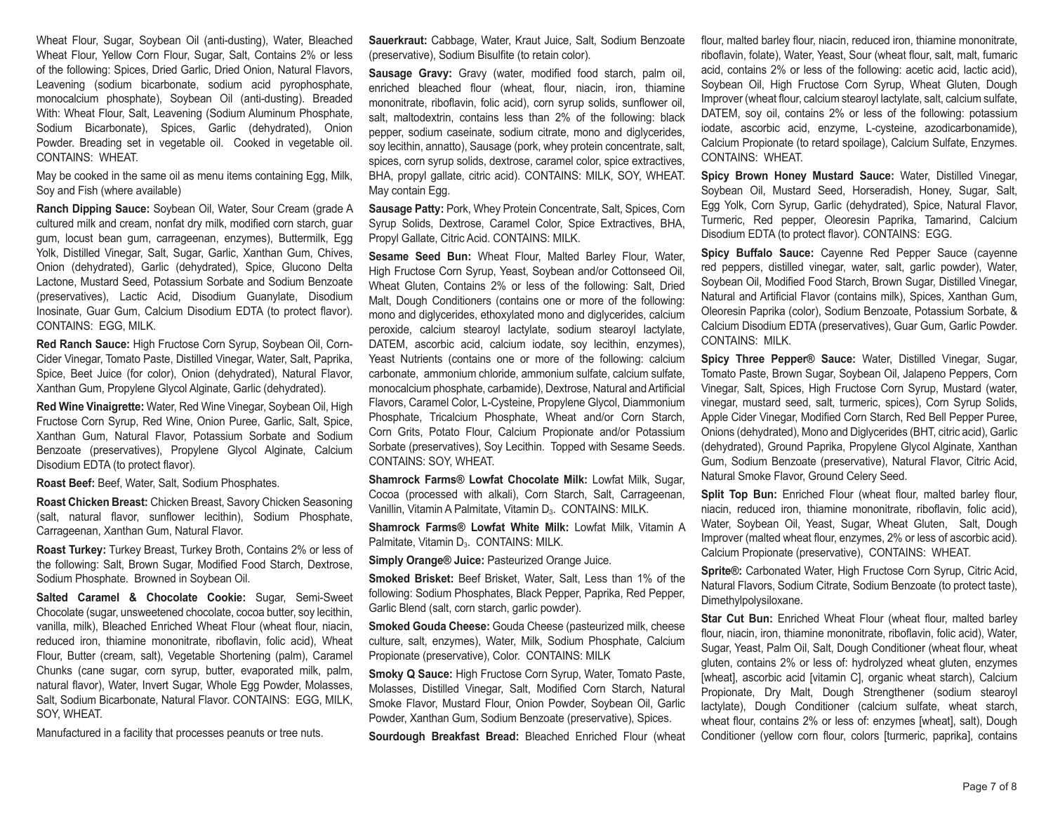Wheat Flour, Sugar, Soybean Oil (anti-dusting), Water, Bleached Wheat Flour, Yellow Corn Flour, Sugar, Salt, Contains 2% or less of the following: Spices, Dried Garlic, Dried Onion, Natural Flavors, Leavening (sodium bicarbonate, sodium acid pyrophosphate, monocalcium phosphate), Soybean Oil (anti-dusting). Breaded With: Wheat Flour, Salt, Leavening (Sodium Aluminum Phosphate, Sodium Bicarbonate), Spices, Garlic (dehydrated), Onion Powder. Breading set in vegetable oil. Cooked in vegetable oil. CONTAINS: WHEAT.

May be cooked in the same oil as menu items containing Egg, Milk, Soy and Fish (where available)

**Ranch Dipping Sauce:** Soybean Oil, Water, Sour Cream (grade A cultured milk and cream, nonfat dry milk, modified corn starch, guar gum, locust bean gum, carrageenan, enzymes), Buttermilk, Egg Yolk, Distilled Vinegar, Salt, Sugar, Garlic, Xanthan Gum, Chives, Onion (dehydrated), Garlic (dehydrated), Spice, Glucono Delta Lactone, Mustard Seed, Potassium Sorbate and Sodium Benzoate (preservatives), Lactic Acid, Disodium Guanylate, Disodium Inosinate, Guar Gum, Calcium Disodium EDTA (to protect flavor). CONTAINS: EGG, MILK.

**Red Ranch Sauce:** High Fructose Corn Syrup, Soybean Oil, Corn-Cider Vinegar, Tomato Paste, Distilled Vinegar, Water, Salt, Paprika, Spice, Beet Juice (for color), Onion (dehydrated), Natural Flavor, Xanthan Gum, Propylene Glycol Alginate, Garlic (dehydrated).

**Red Wine Vinaigrette:** Water, Red Wine Vinegar, Soybean Oil, High Fructose Corn Syrup, Red Wine, Onion Puree, Garlic, Salt, Spice, Xanthan Gum, Natural Flavor, Potassium Sorbate and Sodium Benzoate (preservatives), Propylene Glycol Alginate, Calcium Disodium EDTA (to protect flavor).

**Roast Beef:** Beef, Water, Salt, Sodium Phosphates.

**Roast Chicken Breast:** Chicken Breast, Savory Chicken Seasoning (salt, natural flavor, sunflower lecithin), Sodium Phosphate, Carrageenan, Xanthan Gum, Natural Flavor.

**Roast Turkey:** Turkey Breast, Turkey Broth, Contains 2% or less of the following: Salt, Brown Sugar, Modified Food Starch, Dextrose, Sodium Phosphate. Browned in Soybean Oil.

**Salted Caramel & Chocolate Cookie:** Sugar, Semi-Sweet Chocolate (sugar, unsweetened chocolate, cocoa butter, soy lecithin, vanilla, milk), Bleached Enriched Wheat Flour (wheat flour, niacin, reduced iron, thiamine mononitrate, riboflavin, folic acid), Wheat Flour, Butter (cream, salt), Vegetable Shortening (palm), Caramel Chunks (cane sugar, corn syrup, butter, evaporated milk, palm, natural flavor), Water, Invert Sugar, Whole Egg Powder, Molasses, Salt, Sodium Bicarbonate, Natural Flavor. CONTAINS: EGG, MILK, SOY, WHEAT.

Manufactured in a facility that processes peanuts or tree nuts.

**Sauerkraut:** Cabbage, Water, Kraut Juice, Salt, Sodium Benzoate (preservative), Sodium Bisulfite (to retain color).

**Sausage Gravy:** Gravy (water, modified food starch, palm oil, enriched bleached flour (wheat, flour, niacin, iron, thiamine mononitrate, riboflavin, folic acid), corn syrup solids, sunflower oil, salt, maltodextrin, contains less than 2% of the following: black pepper, sodium caseinate, sodium citrate, mono and diglycerides, soy lecithin, annatto), Sausage (pork, whey protein concentrate, salt, spices, corn syrup solids, dextrose, caramel color, spice extractives, BHA, propyl gallate, citric acid). CONTAINS: MILK, SOY, WHEAT. May contain Egg.

**Sausage Patty:** Pork, Whey Protein Concentrate, Salt, Spices, Corn Syrup Solids, Dextrose, Caramel Color, Spice Extractives, BHA, Propyl Gallate, Citric Acid. CONTAINS: MILK.

**Sesame Seed Bun:** Wheat Flour, Malted Barley Flour, Water, High Fructose Corn Syrup, Yeast, Soybean and/or Cottonseed Oil, Wheat Gluten, Contains 2% or less of the following: Salt, Dried Malt, Dough Conditioners (contains one or more of the following: mono and diglycerides, ethoxylated mono and diglycerides, calcium peroxide, calcium stearoyl lactylate, sodium stearoyl lactylate, DATEM, ascorbic acid, calcium iodate, soy lecithin, enzymes), Yeast Nutrients (contains one or more of the following: calcium carbonate, ammonium chloride, ammonium sulfate, calcium sulfate, monocalcium phosphate, carbamide), Dextrose, Natural and Artificial Flavors, Caramel Color, L-Cysteine, Propylene Glycol, Diammonium Phosphate, Tricalcium Phosphate, Wheat and/or Corn Starch, Corn Grits, Potato Flour, Calcium Propionate and/or Potassium Sorbate (preservatives), Soy Lecithin. Topped with Sesame Seeds. CONTAINS: SOY, WHEAT.

**Shamrock Farms® Lowfat Chocolate Milk:** Lowfat Milk, Sugar, Cocoa (processed with alkali), Corn Starch, Salt, Carrageenan, Vanillin, Vitamin A Palmitate, Vitamin $D_3$. CONTAINS: MILK.

**Shamrock Farms® Lowfat White Milk:** Lowfat Milk, Vitamin A Palmitate, Vitamin $D_3$. CONTAINS: MILK.

**Simply Orange® Juice:** Pasteurized Orange Juice.

**Smoked Brisket:** Beef Brisket, Water, Salt, Less than 1% of the following: Sodium Phosphates, Black Pepper, Paprika, Red Pepper, Garlic Blend (salt, corn starch, garlic powder).

**Smoked Gouda Cheese:** Gouda Cheese (pasteurized milk, cheese culture, salt, enzymes), Water, Milk, Sodium Phosphate, Calcium Propionate (preservative), Color. CONTAINS: MILK

**Smoky Q Sauce:** High Fructose Corn Syrup, Water, Tomato Paste, Molasses, Distilled Vinegar, Salt, Modified Corn Starch, Natural Smoke Flavor, Mustard Flour, Onion Powder, Soybean Oil, Garlic Powder, Xanthan Gum, Sodium Benzoate (preservative), Spices.

**Sourdough Breakfast Bread:** Bleached Enriched Flour (wheat flour, malted barley flour, niacin, reduced iron, thiamine mononitrate, riboflavin, folate), Water, Yeast, Sour (wheat flour, salt, malt, fumaric acid, contains 2% or less of the following: acetic acid, lactic acid), Soybean Oil, High Fructose Corn Syrup, Wheat Gluten, Dough Improver (wheat flour, calcium stearoyl lactylate, salt, calcium sulfate, DATEM, soy oil, contains 2% or less of the following: potassium iodate, ascorbic acid, enzyme, L-cysteine, azodicarbonamide), Calcium Propionate (to retard spoilage), Calcium Sulfate, Enzymes. CONTAINS: WHEAT.

**Spicy Brown Honey Mustard Sauce:** Water, Distilled Vinegar, Soybean Oil, Mustard Seed, Horseradish, Honey, Sugar, Salt, Egg Yolk, Corn Syrup, Garlic (dehydrated), Spice, Natural Flavor, Turmeric, Red pepper, Oleoresin Paprika, Tamarind, Calcium Disodium EDTA (to protect flavor). CONTAINS: EGG.

**Spicy Buffalo Sauce:** Cayenne Red Pepper Sauce (cayenne red peppers, distilled vinegar, water, salt, garlic powder), Water, Soybean Oil, Modified Food Starch, Brown Sugar, Distilled Vinegar, Natural and Artificial Flavor (contains milk), Spices, Xanthan Gum, Oleoresin Paprika (color), Sodium Benzoate, Potassium Sorbate, & Calcium Disodium EDTA (preservatives), Guar Gum, Garlic Powder. CONTAINS: MILK.

**Spicy Three Pepper® Sauce:** Water, Distilled Vinegar, Sugar, Tomato Paste, Brown Sugar, Soybean Oil, Jalapeno Peppers, Corn Vinegar, Salt, Spices, High Fructose Corn Syrup, Mustard (water, vinegar, mustard seed, salt, turmeric, spices), Corn Syrup Solids, Apple Cider Vinegar, Modified Corn Starch, Red Bell Pepper Puree, Onions (dehydrated), Mono and Diglycerides (BHT, citric acid), Garlic (dehydrated), Ground Paprika, Propylene Glycol Alginate, Xanthan Gum, Sodium Benzoate (preservative), Natural Flavor, Citric Acid, Natural Smoke Flavor, Ground Celery Seed.

**Split Top Bun:** Enriched Flour (wheat flour, malted barley flour, niacin, reduced iron, thiamine mononitrate, riboflavin, folic acid), Water, Soybean Oil, Yeast, Sugar, Wheat Gluten, Salt, Dough Improver (malted wheat flour, enzymes, 2% or less of ascorbic acid). Calcium Propionate (preservative), CONTAINS: WHEAT.

**Sprite®:** Carbonated Water, High Fructose Corn Syrup, Citric Acid, Natural Flavors, Sodium Citrate, Sodium Benzoate (to protect taste), Dimethylpolysiloxane.

**Star Cut Bun:** Enriched Wheat Flour (wheat flour, malted barley flour, niacin, iron, thiamine mononitrate, riboflavin, folic acid), Water, Sugar, Yeast, Palm Oil, Salt, Dough Conditioner (wheat flour, wheat gluten, contains 2% or less of: hydrolyzed wheat gluten, enzymes [wheat], ascorbic acid [vitamin C], organic wheat starch), Calcium Propionate, Dry Malt, Dough Strengthener (sodium stearoyl lactylate), Dough Conditioner (calcium sulfate, wheat starch, wheat flour, contains 2% or less of: enzymes [wheat], salt), Dough Conditioner (yellow corn flour, colors [turmeric, paprika], contains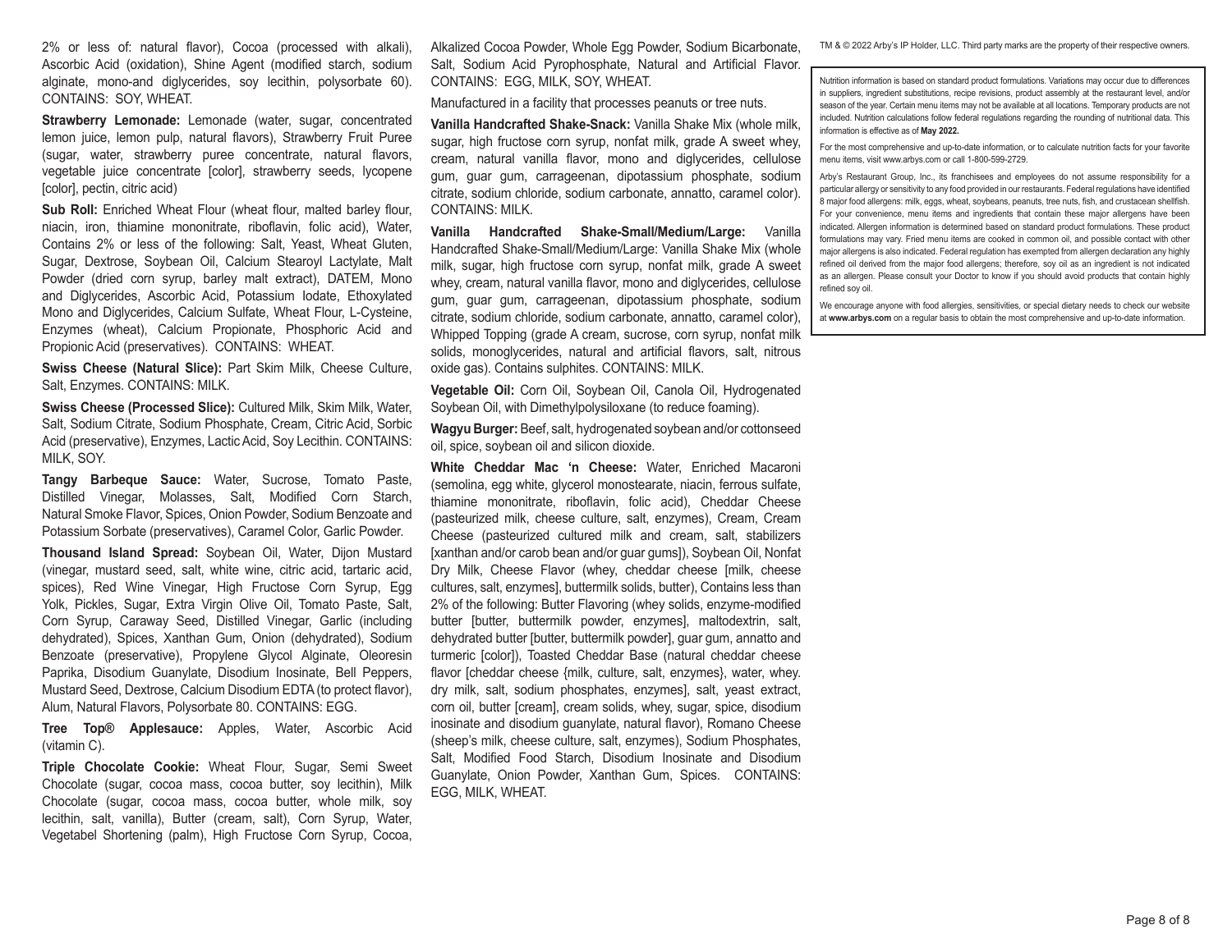2% or less of: natural flavor), Cocoa (processed with alkali), Ascorbic Acid (oxidation), Shine Agent (modified starch, sodium alginate, mono-and diglycerides, soy lecithin, polysorbate 60). CONTAINS: SOY, WHEAT.

**Strawberry Lemonade:** Lemonade (water, sugar, concentrated lemon juice, lemon pulp, natural flavors), Strawberry Fruit Puree (sugar, water, strawberry puree concentrate, natural flavors, vegetable juice concentrate [color], strawberry seeds, lycopene [color], pectin, citric acid)

**Sub Roll:** Enriched Wheat Flour (wheat flour, malted barley flour, niacin, iron, thiamine mononitrate, riboflavin, folic acid), Water, Contains 2% or less of the following: Salt, Yeast, Wheat Gluten, Sugar, Dextrose, Soybean Oil, Calcium Stearoyl Lactylate, Malt Powder (dried corn syrup, barley malt extract), DATEM, Mono and Diglycerides, Ascorbic Acid, Potassium Iodate, Ethoxylated Mono and Diglycerides, Calcium Sulfate, Wheat Flour, L-Cysteine, Enzymes (wheat), Calcium Propionate, Phosphoric Acid and Propionic Acid (preservatives). CONTAINS: WHEAT.

**Swiss Cheese (Natural Slice):** Part Skim Milk, Cheese Culture, Salt, Enzymes. CONTAINS: MILK.

**Swiss Cheese (Processed Slice):** Cultured Milk, Skim Milk, Water, Salt, Sodium Citrate, Sodium Phosphate, Cream, Citric Acid, Sorbic Acid (preservative), Enzymes, Lactic Acid, Soy Lecithin. CONTAINS: MILK, SOY.

**Tangy Barbeque Sauce:** Water, Sucrose, Tomato Paste, Distilled Vinegar, Molasses, Salt, Modified Corn Starch, Natural Smoke Flavor, Spices, Onion Powder, Sodium Benzoate and Potassium Sorbate (preservatives), Caramel Color, Garlic Powder.

**Thousand Island Spread:** Soybean Oil, Water, Dijon Mustard (vinegar, mustard seed, salt, white wine, citric acid, tartaric acid, spices), Red Wine Vinegar, High Fructose Corn Syrup, Egg Yolk, Pickles, Sugar, Extra Virgin Olive Oil, Tomato Paste, Salt, Corn Syrup, Caraway Seed, Distilled Vinegar, Garlic (including dehydrated), Spices, Xanthan Gum, Onion (dehydrated), Sodium Benzoate (preservative), Propylene Glycol Alginate, Oleoresin Paprika, Disodium Guanylate, Disodium Inosinate, Bell Peppers, Mustard Seed, Dextrose, Calcium Disodium EDTA (to protect flavor), Alum, Natural Flavors, Polysorbate 80. CONTAINS: EGG.

**Tree Top® Applesauce:** Apples, Water, Ascorbic Acid (vitamin C).

**Triple Chocolate Cookie:** Wheat Flour, Sugar, Semi Sweet Chocolate (sugar, cocoa mass, cocoa butter, soy lecithin), Milk Chocolate (sugar, cocoa mass, cocoa butter, whole milk, soy lecithin, salt, vanilla), Butter (cream, salt), Corn Syrup, Water, Vegetabel Shortening (palm), High Fructose Corn Syrup, Cocoa, Alkalized Cocoa Powder, Whole Egg Powder, Sodium Bicarbonate, Salt, Sodium Acid Pyrophosphate, Natural and Artificial Flavor. CONTAINS: EGG, MILK, SOY, WHEAT.

Manufactured in a facility that processes peanuts or tree nuts.

**Vanilla Handcrafted Shake-Snack:** Vanilla Shake Mix (whole milk, sugar, high fructose corn syrup, nonfat milk, grade A sweet whey, cream, natural vanilla flavor, mono and diglycerides, cellulose gum, guar gum, carrageenan, dipotassium phosphate, sodium citrate, sodium chloride, sodium carbonate, annatto, caramel color). CONTAINS: MILK.

**Vanilla Handcrafted Shake-Small/Medium/Large:** Vanilla Handcrafted Shake-Small/Medium/Large: Vanilla Shake Mix (whole milk, sugar, high fructose corn syrup, nonfat milk, grade A sweet whey, cream, natural vanilla flavor, mono and diglycerides, cellulose gum, guar gum, carrageenan, dipotassium phosphate, sodium citrate, sodium chloride, sodium carbonate, annatto, caramel color), Whipped Topping (grade A cream, sucrose, corn syrup, nonfat milk solids, monoglycerides, natural and artificial flavors, salt, nitrous oxide gas). Contains sulphites. CONTAINS: MILK.

**Vegetable Oil:** Corn Oil, Soybean Oil, Canola Oil, Hydrogenated Soybean Oil, with Dimethylpolysiloxane (to reduce foaming).

**Wagyu Burger:** Beef, salt, hydrogenated soybean and/or cottonseed oil, spice, soybean oil and silicon dioxide.

**White Cheddar Mac 'n Cheese:** Water, Enriched Macaroni (semolina, egg white, glycerol monostearate, niacin, ferrous sulfate, thiamine mononitrate, riboflavin, folic acid), Cheddar Cheese (pasteurized milk, cheese culture, salt, enzymes), Cream, Cream Cheese (pasteurized cultured milk and cream, salt, stabilizers [xanthan and/or carob bean and/or guar gums]), Soybean Oil, Nonfat Dry Milk, Cheese Flavor (whey, cheddar cheese [milk, cheese cultures, salt, enzymes], buttermilk solids, butter), Contains less than 2% of the following: Butter Flavoring (whey solids, enzyme-modified butter [butter, buttermilk powder, enzymes], maltodextrin, salt, dehydrated butter [butter, buttermilk powder], guar gum, annatto and turmeric [color]), Toasted Cheddar Base (natural cheddar cheese flavor [cheddar cheese {milk, culture, salt, enzymes}, water, whey. dry milk, salt, sodium phosphates, enzymes], salt, yeast extract, corn oil, butter [cream], cream solids, whey, sugar, spice, disodium inosinate and disodium guanylate, natural flavor), Romano Cheese (sheep's milk, cheese culture, salt, enzymes), Sodium Phosphates, Salt, Modified Food Starch, Disodium Inosinate and Disodium Guanylate, Onion Powder, Xanthan Gum, Spices. CONTAINS: EGG, MILK, WHEAT.

TM & © 2022 Arby's IP Holder, LLC. Third party marks are the property of their respective owners.

Nutrition information is based on standard product formulations. Variations may occur due to differences in suppliers, ingredient substitutions, recipe revisions, product assembly at the restaurant level, and/or season of the year. Certain menu items may not be available at all locations. Temporary products are not included. Nutrition calculations follow federal regulations regarding the rounding of nutritional data. This information is effective as of **May 2022.**

For the most comprehensive and up-to-date information, or to calculate nutrition facts for your favorite menu items, visit www.arbys.com or call 1-800-599-2729.

Arby's Restaurant Group, Inc., its franchisees and employees do not assume responsibility for a particular allergy or sensitivity to any food provided in our restaurants. Federal regulations have identified 8 major food allergens: milk, eggs, wheat, soybeans, peanuts, tree nuts, fish, and crustacean shellfish. For your convenience, menu items and ingredients that contain these major allergens have been indicated. Allergen information is determined based on standard product formulations. These product formulations may vary. Fried menu items are cooked in common oil, and possible contact with other major allergens is also indicated. Federal regulation has exempted from allergen declaration any highly refined oil derived from the major food allergens; therefore, soy oil as an ingredient is not indicated as an allergen. Please consult your Doctor to know if you should avoid products that contain highly refined soy oil.

We encourage anyone with food allergies, sensitivities, or special dietary needs to check our website at **www.arbys.com** on a regular basis to obtain the most comprehensive and up-to-date information.